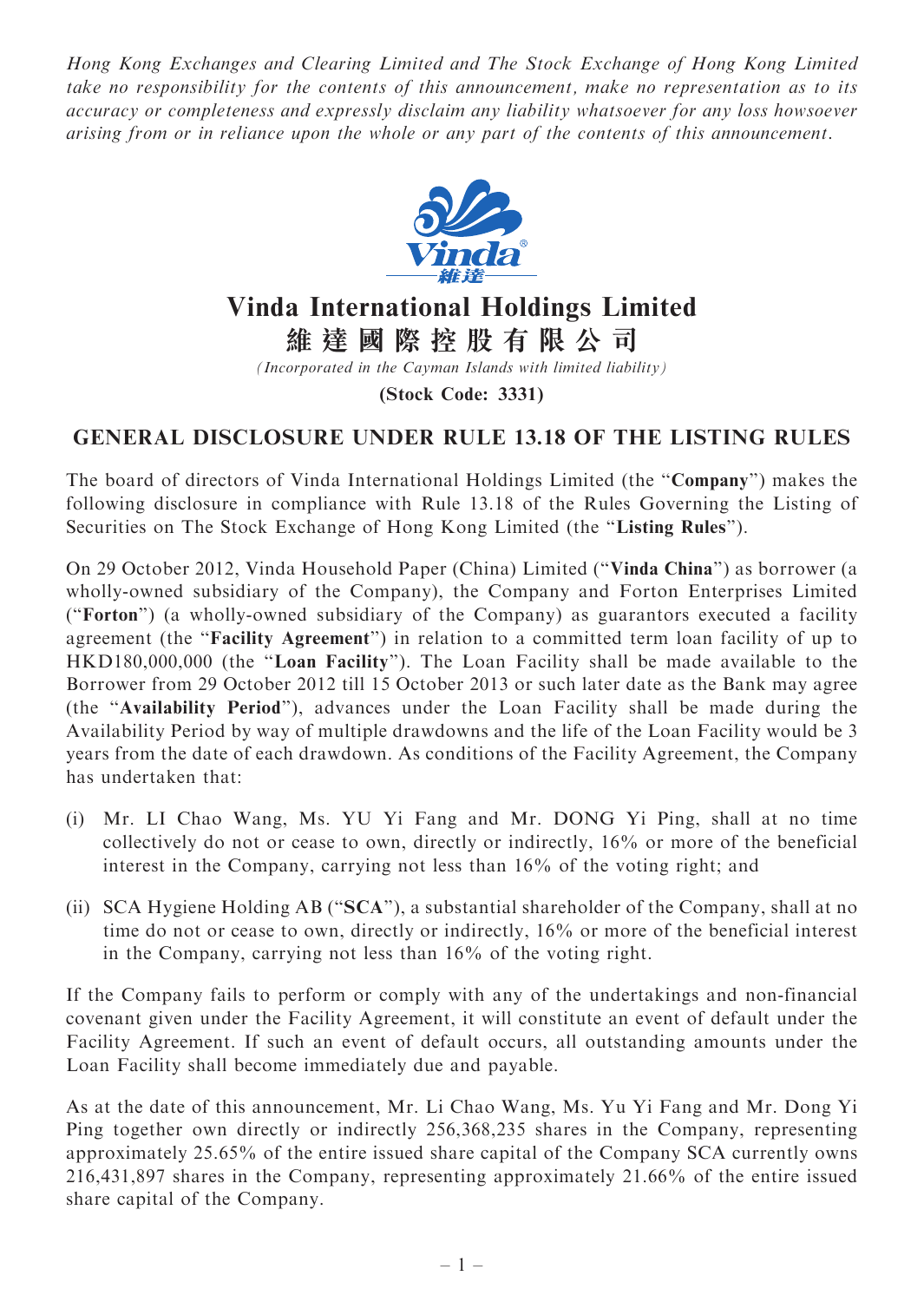*Hong Kong Exchanges and Clearing Limited and The Stock Exchange of Hong Kong Limited take no responsibility for the contents of this announcement, make no representation as to its accuracy or completeness and expressly disclaim any liability whatsoever for any loss howsoever arising from or in reliance upon the whole or any part of the contents of this announcement.*

# Vinda International Holdings Limited

# 維 達 國 際 控 股 有 限 公 司

*(Incorporated in the Cayman Islands with limited liability)*

**(Stock Code: 3331)**

## GENERAL DISCLOSURE UNDER RULE 13.18 OF THE LISTING RULES

The board of directors of Vinda International Holdings Limited (the "**Company**") makes the following disclosure in compliance with Rule 13.18 of the Rules Governing the Listing of Securities on The Stock Exchange of Hong Kong Limited (the "**Listing Rules**").

On 29 October 2012, Vinda Household Paper (China) Limited ("**Vinda China**") as borrower (a wholly-owned subsidiary of the Company), the Company and Forton Enterprises Limited ("**Forton**") (a wholly-owned subsidiary of the Company) as guarantors executed a facility agreement (the "**Facility Agreement**") in relation to a committed term loan facility of up to HKD180,000,000 (the "**Loan Facility**"). The Loan Facility shall be made available to the Borrower from 29 October 2012 till 15 October 2013 or such later date as the Bank may agree (the "**Availability Period**"), advances under the Loan Facility shall be made during the Availability Period by way of multiple drawdowns and the life of the Loan Facility would be 3 years from the date of each drawdown. As conditions of the Facility Agreement, the Company has undertaken that:

(i) Mr. LI Chao Wang, Ms. YU Yi Fang and Mr. DONG Yi Ping, shall at no time collectively do not or cease to own, directly or indirectly, 16% or more of the beneficial interest in the Company, carrying not less than 16% of the voting right; and

(ii) SCA Hygiene Holding AB ("**SCA**"), a substantial shareholder of the Company, shall at no time do not or cease to own, directly or indirectly, 16% or more of the beneficial interest in the Company, carrying not less than 16% of the voting right.

If the Company fails to perform or comply with any of the undertakings and non-financial covenant given under the Facility Agreement, it will constitute an event of default under the Facility Agreement. If such an event of default occurs, all outstanding amounts under the Loan Facility shall become immediately due and payable.

As at the date of this announcement, Mr. Li Chao Wang, Ms. Yu Yi Fang and Mr. Dong Yi Ping together own directly or indirectly 256,368,235 shares in the Company, representing approximately 25.65% of the entire issued share capital of the Company SCA currently owns 216,431,897 shares in the Company, representing approximately 21.66% of the entire issued share capital of the Company.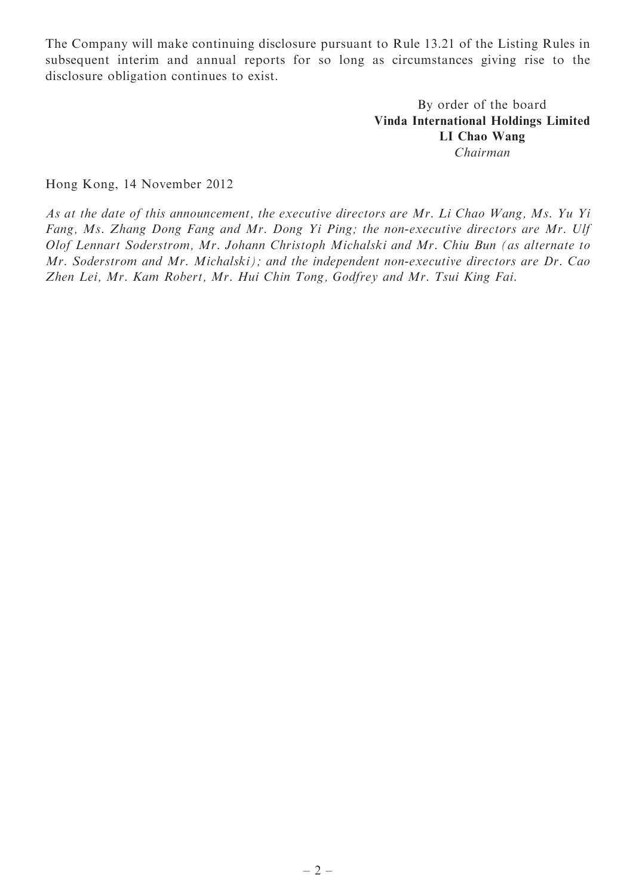The Company will make continuing disclosure pursuant to Rule 13.21 of the Listing Rules in subsequent interim and annual reports for so long as circumstances giving rise to the disclosure obligation continues to exist.

By order of the board
**Vinda International Holdings Limited**
**LI Chao Wang**
*Chairman*

Hong Kong, 14 November 2012

*As at the date of this announcement, the executive directors are Mr. Li Chao Wang, Ms. Yu Yi Fang, Ms. Zhang Dong Fang and Mr. Dong Yi Ping; the non-executive directors are Mr. Ulf Olof Lennart Soderstrom, Mr. Johann Christoph Michalski and Mr. Chiu Bun (as alternate to Mr. Soderstrom and Mr. Michalski); and the independent non-executive directors are Dr. Cao Zhen Lei, Mr. Kam Robert, Mr. Hui Chin Tong, Godfrey and Mr. Tsui King Fai.*